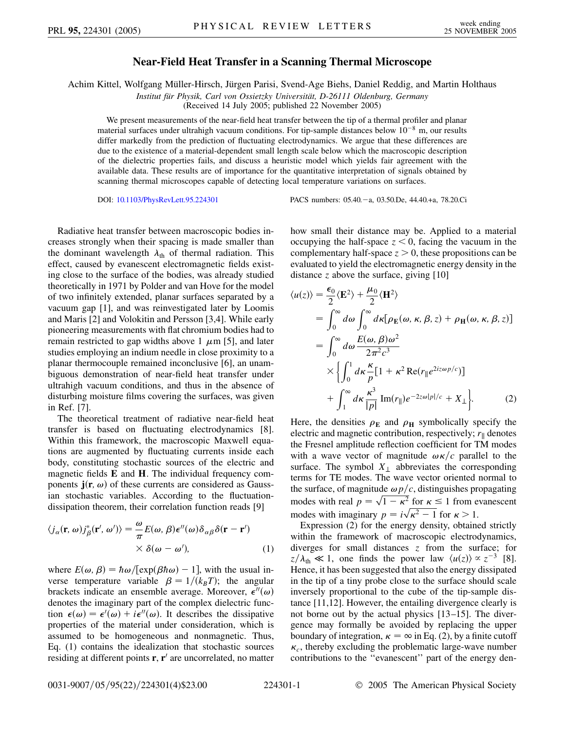# Near-Field Heat Transfer in a Scanning Thermal Microscope

Achim Kittel, Wolfgang Müller-Hirsch, Jürgen Parisi, Svend-Age Biehs, Daniel Reddig, and Martin Holthaus

*Institut für Physik, Carl von Ossietzky Universität, D-26111 Oldenburg, Germany*

(Received 14 July 2005; published 22 November 2005)

We present measurements of the near-field heat transfer between the tip of a thermal profiler and planar material surfaces under ultrahigh vacuum conditions. For tip-sample distances below $10^{-8}$ m, our results differ markedly from the prediction of fluctuating electrodynamics. We argue that these differences are due to the existence of a material-dependent small length scale below which the macroscopic description of the dielectric properties fails, and discuss a heuristic model which yields fair agreement with the available data. These results are of importance for the quantitative interpretation of signals obtained by scanning thermal microscopes capable of detecting local temperature variations on surfaces.

DOI: 10.1103/PhysRevLett.95.224301 PACS numbers: 05.40.−a, 03.50.De, 44.40.+a, 78.20.Ci

Radiative heat transfer between macroscopic bodies increases strongly when their spacing is made smaller than the dominant wavelength $\lambda_{\rm th}$ of thermal radiation. This effect, caused by evanescent electromagnetic fields existing close to the surface of the bodies, was already studied theoretically in 1971 by Polder and van Hove for the model of two infinitely extended, planar surfaces separated by a vacuum gap [1], and was reinvestigated later by Loomis and Maris [2] and Volokitin and Persson [3,4]. While early pioneering measurements with flat chromium bodies had to remain restricted to gap widths above 1 $\mu$m [5], and later studies employing an indium needle in close proximity to a planar thermocouple remained inconclusive [6], an unambiguous demonstration of near-field heat transfer under ultrahigh vacuum conditions, and thus in the absence of disturbing moisture films covering the surfaces, was given in Ref. [7].

The theoretical treatment of radiative near-field heat transfer is based on fluctuating electrodynamics [8]. Within this framework, the macroscopic Maxwell equations are augmented by fluctuating currents inside each body, constituting stochastic sources of the electric and magnetic fields $\mathbf{E}$ and $\mathbf{H}$. The individual frequency components $\mathbf{j}(\mathbf{r}, \omega)$ of these currents are considered as Gaussian stochastic variables. According to the fluctuation-dissipation theorem, their correlation function reads [9]

$$\langle j_\alpha(\mathbf{r}, \omega) j_\beta^*(\mathbf{r}', \omega')\rangle = \frac{\omega}{\pi} E(\omega, \beta)\epsilon''(\omega)\delta_{\alpha\beta}\delta(\mathbf{r} - \mathbf{r}') \times \delta(\omega - \omega'), \tag{1}$$

where $E(\omega, \beta) = \hbar\omega/[\exp(\beta\hbar\omega) - 1]$, with the usual inverse temperature variable $\beta = 1/(k_B T)$; the angular brackets indicate an ensemble average. Moreover, $\epsilon''(\omega)$ denotes the imaginary part of the complex dielectric function $\epsilon(\omega) = \epsilon'(\omega) + i\epsilon''(\omega)$. It describes the dissipative properties of the material under consideration, which is assumed to be homogeneous and nonmagnetic. Thus, Eq. (1) contains the idealization that stochastic sources residing at different points $\mathbf{r}$, $\mathbf{r}'$ are uncorrelated, no matter how small their distance may be. Applied to a material occupying the half-space $z < 0$, facing the vacuum in the complementary half-space $z > 0$, these propositions can be evaluated to yield the electromagnetic energy density in the distance $z$ above the surface, giving [10]

$$\begin{aligned}
\langle u(z)\rangle &= \frac{\epsilon_0}{2}\langle \mathbf{E}^2\rangle + \frac{\mu_0}{2}\langle \mathbf{H}^2\rangle \\
&= \int_0^\infty d\omega \int_0^\infty d\kappa [\rho_{\mathbf{E}}(\omega, \kappa, \beta, z) + \rho_{\mathbf{H}}(\omega, \kappa, \beta, z)] \\
&= \int_0^\infty d\omega \frac{E(\omega, \beta)\omega^2}{2\pi^2 c^3} \\
&\quad \times \bigg\{ \int_0^1 d\kappa \frac{\kappa}{p}[1 + \kappa^2 \,{\rm Re}(r_\parallel e^{2iz\omega p/c})] \\
&\quad + \int_1^\infty d\kappa \frac{\kappa^3}{|p|} \,{\rm Im}(r_\parallel) e^{-2z\omega|p|/c} + X_\perp \bigg\}.
\end{aligned} \tag{2}$$

Here, the densities $\rho_{\mathbf{E}}$ and $\rho_{\mathbf{H}}$ symbolically specify the electric and magnetic contribution, respectively; $r_\parallel$ denotes the Fresnel amplitude reflection coefficient for TM modes with a wave vector of magnitude $\omega\kappa/c$ parallel to the surface. The symbol $X_\perp$ abbreviates the corresponding terms for TE modes. The wave vector oriented normal to the surface, of magnitude $\omega p/c$, distinguishes propagating modes with real $p = \sqrt{1 - \kappa^2}$ for $\kappa \le 1$ from evanescent modes with imaginary $p = i\sqrt{\kappa^2 - 1}$ for $\kappa > 1$.

Expression (2) for the energy density, obtained strictly within the framework of macroscopic electrodynamics, diverges for small distances $z$ from the surface; for $z/\lambda_{\rm th} \ll 1$, one finds the power law $\langle u(z)\rangle \propto z^{-3}$ [8]. Hence, it has been suggested that also the energy dissipated in the tip of a tiny probe close to the surface should scale inversely proportional to the cube of the tip-sample distance [11,12]. However, the entailing divergence clearly is not borne out by the actual physics [13–15]. The divergence may formally be avoided by replacing the upper boundary of integration, $\kappa = \infty$ in Eq. (2), by a finite cutoff $\kappa_c$, thereby excluding the problematic large-wave number contributions to the "evanescent" part of the energy den-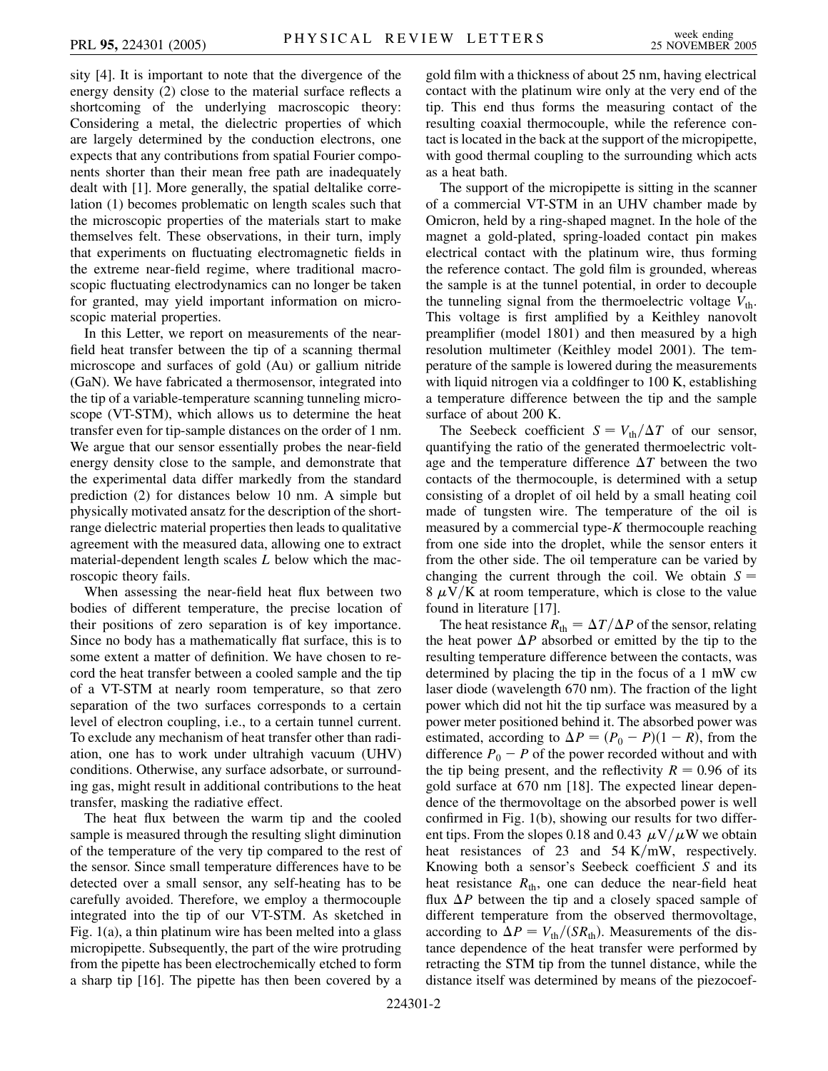sity [4]. It is important to note that the divergence of the energy density (2) close to the material surface reflects a shortcoming of the underlying macroscopic theory: Considering a metal, the dielectric properties of which are largely determined by the conduction electrons, one expects that any contributions from spatial Fourier components shorter than their mean free path are inadequately dealt with [1]. More generally, the spatial deltalike correlation (1) becomes problematic on length scales such that the microscopic properties of the materials start to make themselves felt. These observations, in their turn, imply that experiments on fluctuating electromagnetic fields in the extreme near-field regime, where traditional macroscopic fluctuating electrodynamics can no longer be taken for granted, may yield important information on microscopic material properties.

In this Letter, we report on measurements of the near-field heat transfer between the tip of a scanning thermal microscope and surfaces of gold (Au) or gallium nitride (GaN). We have fabricated a thermosensor, integrated into the tip of a variable-temperature scanning tunneling microscope (VT-STM), which allows us to determine the heat transfer even for tip-sample distances on the order of 1 nm. We argue that our sensor essentially probes the near-field energy density close to the sample, and demonstrate that the experimental data differ markedly from the standard prediction (2) for distances below 10 nm. A simple but physically motivated ansatz for the description of the short-range dielectric material properties then leads to qualitative agreement with the measured data, allowing one to extract material-dependent length scales $L$ below which the macroscopic theory fails.

When assessing the near-field heat flux between two bodies of different temperature, the precise location of their positions of zero separation is of key importance. Since no body has a mathematically flat surface, this is to some extent a matter of definition. We have chosen to record the heat transfer between a cooled sample and the tip of a VT-STM at nearly room temperature, so that zero separation of the two surfaces corresponds to a certain level of electron coupling, i.e., to a certain tunnel current. To exclude any mechanism of heat transfer other than radiation, one has to work under ultrahigh vacuum (UHV) conditions. Otherwise, any surface adsorbate, or surrounding gas, might result in additional contributions to the heat transfer, masking the radiative effect.

The heat flux between the warm tip and the cooled sample is measured through the resulting slight diminution of the temperature of the very tip compared to the rest of the sensor. Since small temperature differences have to be detected over a small sensor, any self-heating has to be carefully avoided. Therefore, we employ a thermocouple integrated into the tip of our VT-STM. As sketched in Fig. 1(a), a thin platinum wire has been melted into a glass micropipette. Subsequently, the part of the wire protruding from the pipette has been electrochemically etched to form a sharp tip [16]. The pipette has then been covered by a gold film with a thickness of about 25 nm, having electrical contact with the platinum wire only at the very end of the tip. This end thus forms the measuring contact of the resulting coaxial thermocouple, while the reference contact is located in the back at the support of the micropipette, with good thermal coupling to the surrounding which acts as a heat bath.

The support of the micropipette is sitting in the scanner of a commercial VT-STM in an UHV chamber made by Omicron, held by a ring-shaped magnet. In the hole of the magnet a gold-plated, spring-loaded contact pin makes electrical contact with the platinum wire, thus forming the reference contact. The gold film is grounded, whereas the sample is at the tunnel potential, in order to decouple the tunneling signal from the thermoelectric voltage $V_{\mathrm{th}}$. This voltage is first amplified by a Keithley nanovolt preamplifier (model 1801) and then measured by a high resolution multimeter (Keithley model 2001). The temperature of the sample is lowered during the measurements with liquid nitrogen via a coldfinger to 100 K, establishing a temperature difference between the tip and the sample surface of about 200 K.

The Seebeck coefficient $S = V_{\mathrm{th}}/\Delta T$ of our sensor, quantifying the ratio of the generated thermoelectric voltage and the temperature difference $\Delta T$ between the two contacts of the thermocouple, is determined with a setup consisting of a droplet of oil held by a small heating coil made of tungsten wire. The temperature of the oil is measured by a commercial type-$K$ thermocouple reaching from one side into the droplet, while the sensor enters it from the other side. The oil temperature can be varied by changing the current through the coil. We obtain $S = 8\ \mu\mathrm{V/K}$ at room temperature, which is close to the value found in literature [17].

The heat resistance $R_{\mathrm{th}} = \Delta T/\Delta P$ of the sensor, relating the heat power $\Delta P$ absorbed or emitted by the tip to the resulting temperature difference between the contacts, was determined by placing the tip in the focus of a 1 mW cw laser diode (wavelength 670 nm). The fraction of the light power which did not hit the tip surface was measured by a power meter positioned behind it. The absorbed power was estimated, according to $\Delta P = (P_0 - P)(1 - R)$, from the difference $P_0 - P$ of the power recorded without and with the tip being present, and the reflectivity $R = 0.96$ of its gold surface at 670 nm [18]. The expected linear dependence of the thermovoltage on the absorbed power is well confirmed in Fig. 1(b), showing our results for two different tips. From the slopes 0.18 and 0.43 $\mu\mathrm{V}/\mu\mathrm{W}$ we obtain heat resistances of 23 and 54 K/mW, respectively. Knowing both a sensor's Seebeck coefficient $S$ and its heat resistance $R_{\mathrm{th}}$, one can deduce the near-field heat flux $\Delta P$ between the tip and a closely spaced sample of different temperature from the observed thermovoltage, according to $\Delta P = V_{\mathrm{th}}/(SR_{\mathrm{th}})$. Measurements of the distance dependence of the heat transfer were performed by retracting the STM tip from the tunnel distance, while the distance itself was determined by means of the piezocoef-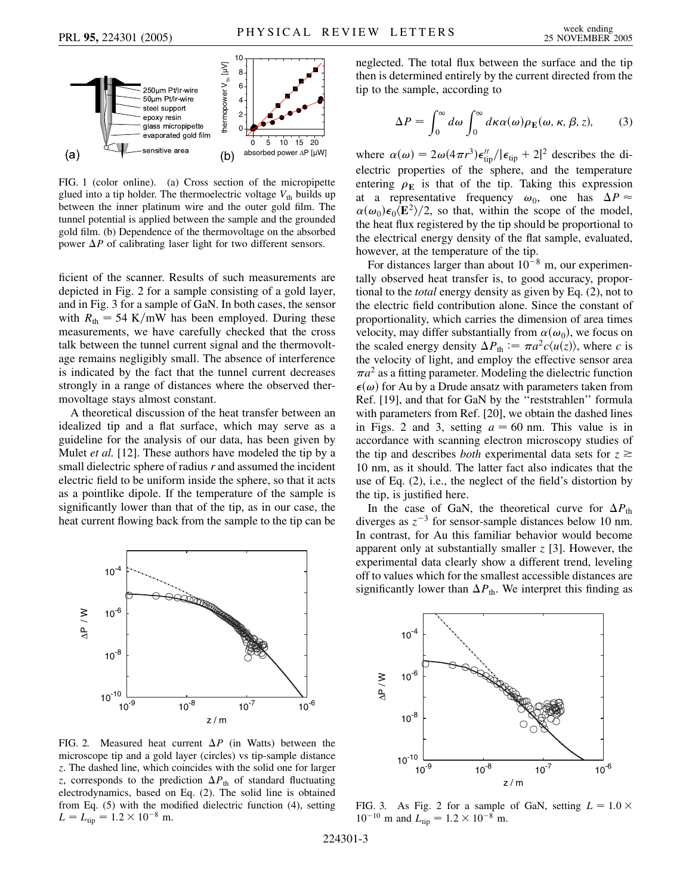FIG. 1 (color online). (a) Cross section of the micropipette glued into a tip holder. The thermoelectric voltage $V_{th}$ builds up between the inner platinum wire and the outer gold film. The tunnel potential is applied between the sample and the grounded gold film. (b) Dependence of the thermovoltage on the absorbed power $\Delta P$ of calibrating laser light for two different sensors.

ficient of the scanner. Results of such measurements are depicted in Fig. 2 for a sample consisting of a gold layer, and in Fig. 3 for a sample of GaN. In both cases, the sensor with $R_{th} = 54$ K/mW has been employed. During these measurements, we have carefully checked that the cross talk between the tunnel current signal and the thermovoltage remains negligibly small. The absence of interference is indicated by the fact that the tunnel current decreases strongly in a range of distances where the observed thermovoltage stays almost constant.

A theoretical discussion of the heat transfer between an idealized tip and a flat surface, which may serve as a guideline for the analysis of our data, has been given by Mulet *et al.* [12]. These authors have modeled the tip by a small dielectric sphere of radius $r$ and assumed the incident electric field to be uniform inside the sphere, so that it acts as a pointlike dipole. If the temperature of the sample is significantly lower than that of the tip, as in our case, the heat current flowing back from the sample to the tip can be neglected. The total flux between the surface and the tip then is determined entirely by the current directed from the tip to the sample, according to

$$\Delta P = \int_0^\infty d\omega \int_0^\infty d\kappa \alpha(\omega) \rho_{\mathbf{E}}(\omega, \kappa, \beta, z), \tag{3}$$

where $\alpha(\omega) = 2\omega(4\pi r^3)\epsilon''_{\rm tip}/|\epsilon_{\rm tip} + 2|^2$ describes the dielectric properties of the sphere, and the temperature entering $\rho_{\mathbf{E}}$ is that of the tip. Taking this expression at a representative frequency $\omega_0$, one has $\Delta P \approx \alpha(\omega_0)\epsilon_0\langle \mathbf{E}^2\rangle/2$, so that, within the scope of the model, the heat flux registered by the tip should be proportional to the electrical energy density of the flat sample, evaluated, however, at the temperature of the tip.

For distances larger than about $10^{-8}$ m, our experimentally observed heat transfer is, to good accuracy, proportional to the *total* energy density as given by Eq. (2), not to the electric field contribution alone. Since the constant of proportionality, which carries the dimension of area times velocity, may differ substantially from $\alpha(\omega_0)$, we focus on the scaled energy density $\Delta P_{\rm th} := \pi a^2 c\langle u(z)\rangle$, where $c$ is the velocity of light, and employ the effective sensor area $\pi a^2$ as a fitting parameter. Modeling the dielectric function $\epsilon(\omega)$ for Au by a Drude ansatz with parameters taken from Ref. [19], and that for GaN by the "reststrahlen" formula with parameters from Ref. [20], we obtain the dashed lines in Figs. 2 and 3, setting $a = 60$ nm. This value is in accordance with scanning electron microscopy studies of the tip and describes *both* experimental data sets for $z \gtrsim 10$ nm, as it should. The latter fact also indicates that the use of Eq. (2), i.e., the neglect of the field's distortion by the tip, is justified here.

In the case of GaN, the theoretical curve for $\Delta P_{\rm th}$ diverges as $z^{-3}$ for sensor-sample distances below 10 nm. In contrast, for Au this familiar behavior would become apparent only at substantially smaller $z$ [3]. However, the experimental data clearly show a different trend, leveling off to values which for the smallest accessible distances are significantly lower than $\Delta P_{\rm th}$. We interpret this finding as

FIG. 2. Measured heat current $\Delta P$ (in Watts) between the microscope tip and a gold layer (circles) vs tip-sample distance $z$. The dashed line, which coincides with the solid one for larger $z$, corresponds to the prediction $\Delta P_{\rm th}$ of standard fluctuating electrodynamics, based on Eq. (2). The solid line is obtained from Eq. (5) with the modified dielectric function (4), setting $L = L_{\rm tip} = 1.2 \times 10^{-8}$ m.

FIG. 3. As Fig. 2 for a sample of GaN, setting $L = 1.0 \times 10^{-10}$ m and $L_{\rm tip} = 1.2 \times 10^{-8}$ m.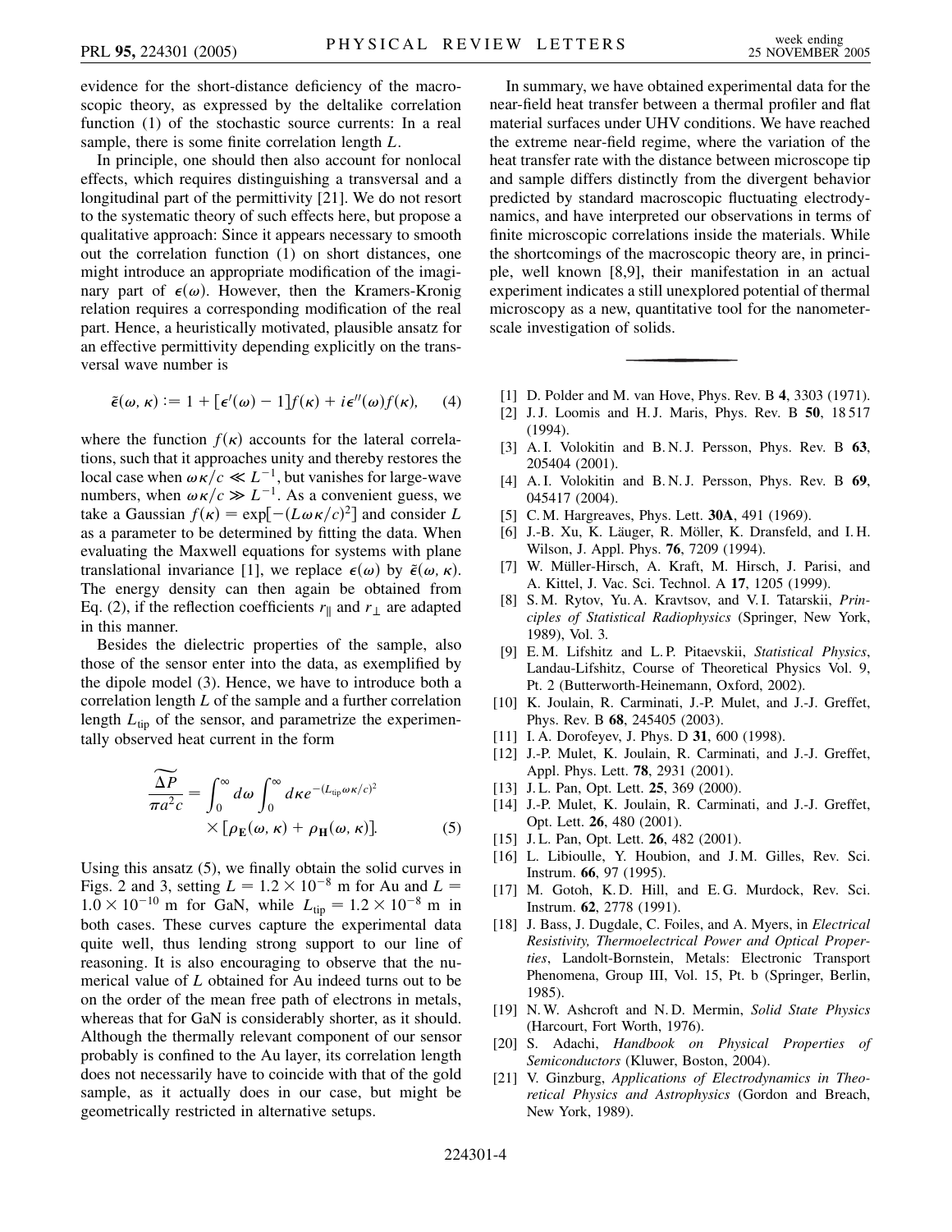evidence for the short-distance deficiency of the macroscopic theory, as expressed by the deltalike correlation function (1) of the stochastic source currents: In a real sample, there is some finite correlation length $L$.

In principle, one should then also account for nonlocal effects, which requires distinguishing a transversal and a longitudinal part of the permittivity [21]. We do not resort to the systematic theory of such effects here, but propose a qualitative approach: Since it appears necessary to smooth out the correlation function (1) on short distances, one might introduce an appropriate modification of the imaginary part of $\epsilon(\omega)$. However, then the Kramers-Kronig relation requires a corresponding modification of the real part. Hence, a heuristically motivated, plausible ansatz for an effective permittivity depending explicitly on the transversal wave number is

$$\tilde{\epsilon}(\omega, \kappa) := 1 + [\epsilon'(\omega) - 1]f(\kappa) + i\epsilon''(\omega)f(\kappa), \quad (4)$$

where the function $f(\kappa)$ accounts for the lateral correlations, such that it approaches unity and thereby restores the local case when $\omega\kappa/c \ll L^{-1}$, but vanishes for large-wave numbers, when $\omega\kappa/c \gg L^{-1}$. As a convenient guess, we take a Gaussian $f(\kappa) = \exp[-(L\omega\kappa/c)^2]$ and consider $L$ as a parameter to be determined by fitting the data. When evaluating the Maxwell equations for systems with plane translational invariance [1], we replace $\epsilon(\omega)$ by $\tilde{\epsilon}(\omega, \kappa)$. The energy density can then again be obtained from Eq. (2), if the reflection coefficients $r_\parallel$ and $r_\perp$ are adapted in this manner.

Besides the dielectric properties of the sample, also those of the sensor enter into the data, as exemplified by the dipole model (3). Hence, we have to introduce both a correlation length $L$ of the sample and a further correlation length $L_{\rm tip}$ of the sensor, and parametrize the experimentally observed heat current in the form

$$\frac{\widetilde{\Delta P}}{\pi a^2 c} = \int_0^\infty d\omega \int_0^\infty d\kappa e^{-(L_{\rm tip}\omega\kappa/c)^2} \times [\rho_{\mathbf{E}}(\omega, \kappa) + \rho_{\mathbf{H}}(\omega, \kappa)]. \quad (5)$$

Using this ansatz (5), we finally obtain the solid curves in Figs. 2 and 3, setting $L = 1.2 \times 10^{-8}$ m for Au and $L = 1.0 \times 10^{-10}$ m for GaN, while $L_{\rm tip} = 1.2 \times 10^{-8}$ m in both cases. These curves capture the experimental data quite well, thus lending strong support to our line of reasoning. It is also encouraging to observe that the numerical value of $L$ obtained for Au indeed turns out to be on the order of the mean free path of electrons in metals, whereas that for GaN is considerably shorter, as it should. Although the thermally relevant component of our sensor probably is confined to the Au layer, its correlation length does not necessarily have to coincide with that of the gold sample, as it actually does in our case, but might be geometrically restricted in alternative setups.

In summary, we have obtained experimental data for the near-field heat transfer between a thermal profiler and flat material surfaces under UHV conditions. We have reached the extreme near-field regime, where the variation of the heat transfer rate with the distance between microscope tip and sample differs distinctly from the divergent behavior predicted by standard macroscopic fluctuating electrodynamics, and have interpreted our observations in terms of finite microscopic correlations inside the materials. While the shortcomings of the macroscopic theory are, in principle, well known [8,9], their manifestation in an actual experiment indicates a still unexplored potential of thermal microscopy as a new, quantitative tool for the nanometer-scale investigation of solids.

---

[1] D. Polder and M. van Hove, Phys. Rev. B **4**, 3303 (1971).

[2] J. J. Loomis and H. J. Maris, Phys. Rev. B **50**, 18 517 (1994).

[3] A. I. Volokitin and B. N. J. Persson, Phys. Rev. B **63**, 205404 (2001).

[4] A. I. Volokitin and B. N. J. Persson, Phys. Rev. B **69**, 045417 (2004).

[5] C. M. Hargreaves, Phys. Lett. **30A**, 491 (1969).

[6] J.-B. Xu, K. Läuger, R. Möller, K. Dransfeld, and I. H. Wilson, J. Appl. Phys. **76**, 7209 (1994).

[7] W. Müller-Hirsch, A. Kraft, M. Hirsch, J. Parisi, and A. Kittel, J. Vac. Sci. Technol. A **17**, 1205 (1999).

[8] S. M. Rytov, Yu. A. Kravtsov, and V. I. Tatarskii, *Principles of Statistical Radiophysics* (Springer, New York, 1989), Vol. 3.

[9] E. M. Lifshitz and L. P. Pitaevskii, *Statistical Physics*, Landau-Lifshitz, Course of Theoretical Physics Vol. 9, Pt. 2 (Butterworth-Heinemann, Oxford, 2002).

[10] K. Joulain, R. Carminati, J.-P. Mulet, and J.-J. Greffet, Phys. Rev. B **68**, 245405 (2003).

[11] I. A. Dorofeyev, J. Phys. D **31**, 600 (1998).

[12] J.-P. Mulet, K. Joulain, R. Carminati, and J.-J. Greffet, Appl. Phys. Lett. **78**, 2931 (2001).

[13] J. L. Pan, Opt. Lett. **25**, 369 (2000).

[14] J.-P. Mulet, K. Joulain, R. Carminati, and J.-J. Greffet, Opt. Lett. **26**, 480 (2001).

[15] J. L. Pan, Opt. Lett. **26**, 482 (2001).

[16] L. Libioulle, Y. Houbion, and J. M. Gilles, Rev. Sci. Instrum. **66**, 97 (1995).

[17] M. Gotoh, K. D. Hill, and E. G. Murdock, Rev. Sci. Instrum. **62**, 2778 (1991).

[18] J. Bass, J. Dugdale, C. Foiles, and A. Myers, in *Electrical Resistivity, Thermoelectrical Power and Optical Properties*, Landolt-Bornstein, Metals: Electronic Transport Phenomena, Group III, Vol. 15, Pt. b (Springer, Berlin, 1985).

[19] N. W. Ashcroft and N. D. Mermin, *Solid State Physics* (Harcourt, Fort Worth, 1976).

[20] S. Adachi, *Handbook on Physical Properties of Semiconductors* (Kluwer, Boston, 2004).

[21] V. Ginzburg, *Applications of Electrodynamics in Theoretical Physics and Astrophysics* (Gordon and Breach, New York, 1989).